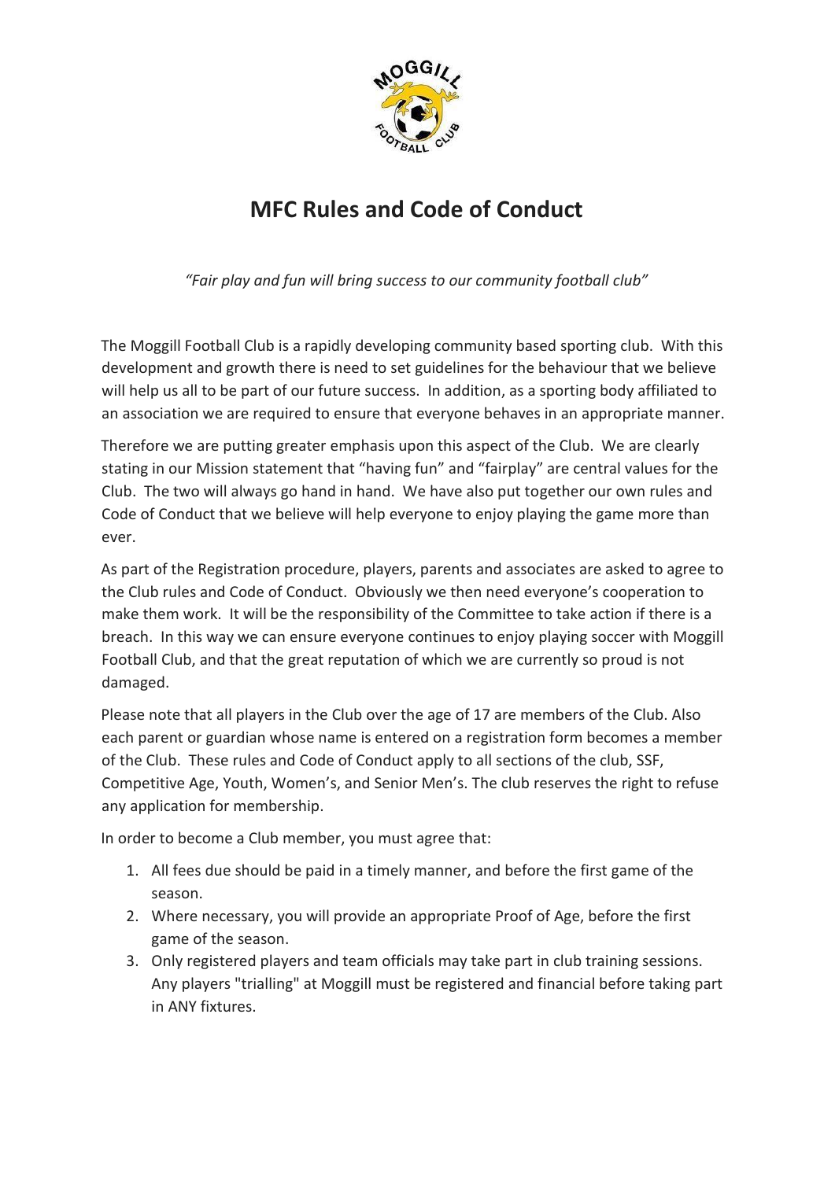# MFC Rules and Code of Conduct

*"Fair play and fun will bring success to our community football club"*

The Moggill Football Club is a rapidly developing community based sporting club. With this development and growth there is need to set guidelines for the behaviour that we believe will help us all to be part of our future success. In addition, as a sporting body affiliated to an association we are required to ensure that everyone behaves in an appropriate manner.

Therefore we are putting greater emphasis upon this aspect of the Club. We are clearly stating in our Mission statement that "having fun" and "fairplay" are central values for the Club. The two will always go hand in hand. We have also put together our own rules and Code of Conduct that we believe will help everyone to enjoy playing the game more than ever.

As part of the Registration procedure, players, parents and associates are asked to agree to the Club rules and Code of Conduct. Obviously we then need everyone's cooperation to make them work. It will be the responsibility of the Committee to take action if there is a breach. In this way we can ensure everyone continues to enjoy playing soccer with Moggill Football Club, and that the great reputation of which we are currently so proud is not damaged.

Please note that all players in the Club over the age of 17 are members of the Club. Also each parent or guardian whose name is entered on a registration form becomes a member of the Club. These rules and Code of Conduct apply to all sections of the club, SSF, Competitive Age, Youth, Women's, and Senior Men's. The club reserves the right to refuse any application for membership.

In order to become a Club member, you must agree that:

1. All fees due should be paid in a timely manner, and before the first game of the season.
2. Where necessary, you will provide an appropriate Proof of Age, before the first game of the season.
3. Only registered players and team officials may take part in club training sessions. Any players "trialling" at Moggill must be registered and financial before taking part in ANY fixtures.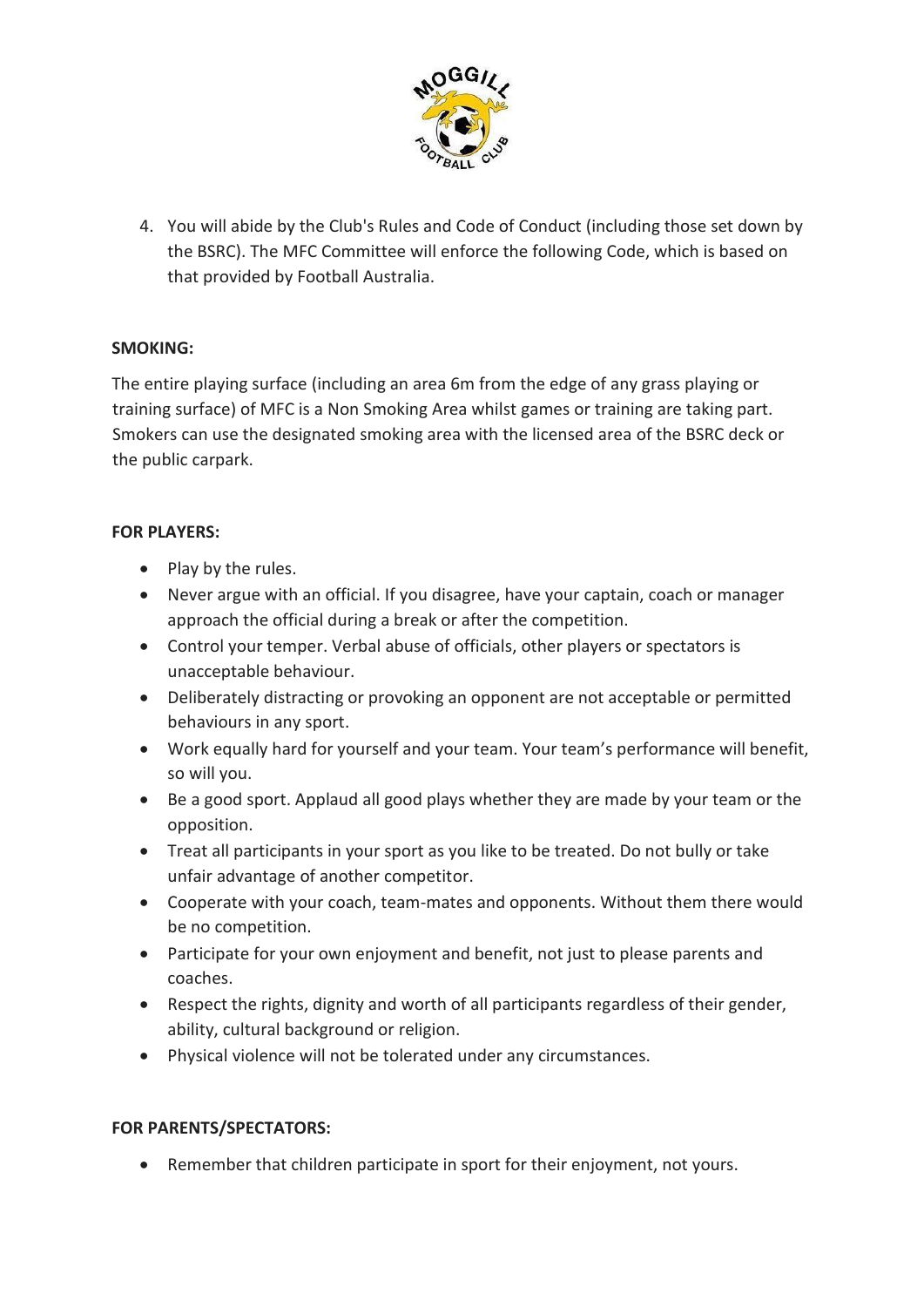4. You will abide by the Club's Rules and Code of Conduct (including those set down by the BSRC). The MFC Committee will enforce the following Code, which is based on that provided by Football Australia.

**SMOKING:**

The entire playing surface (including an area 6m from the edge of any grass playing or training surface) of MFC is a Non Smoking Area whilst games or training are taking part. Smokers can use the designated smoking area with the licensed area of the BSRC deck or the public carpark.

**FOR PLAYERS:**

- Play by the rules.
- Never argue with an official. If you disagree, have your captain, coach or manager approach the official during a break or after the competition.
- Control your temper. Verbal abuse of officials, other players or spectators is unacceptable behaviour.
- Deliberately distracting or provoking an opponent are not acceptable or permitted behaviours in any sport.
- Work equally hard for yourself and your team. Your team's performance will benefit, so will you.
- Be a good sport. Applaud all good plays whether they are made by your team or the opposition.
- Treat all participants in your sport as you like to be treated. Do not bully or take unfair advantage of another competitor.
- Cooperate with your coach, team-mates and opponents. Without them there would be no competition.
- Participate for your own enjoyment and benefit, not just to please parents and coaches.
- Respect the rights, dignity and worth of all participants regardless of their gender, ability, cultural background or religion.
- Physical violence will not be tolerated under any circumstances.

**FOR PARENTS/SPECTATORS:**

- Remember that children participate in sport for their enjoyment, not yours.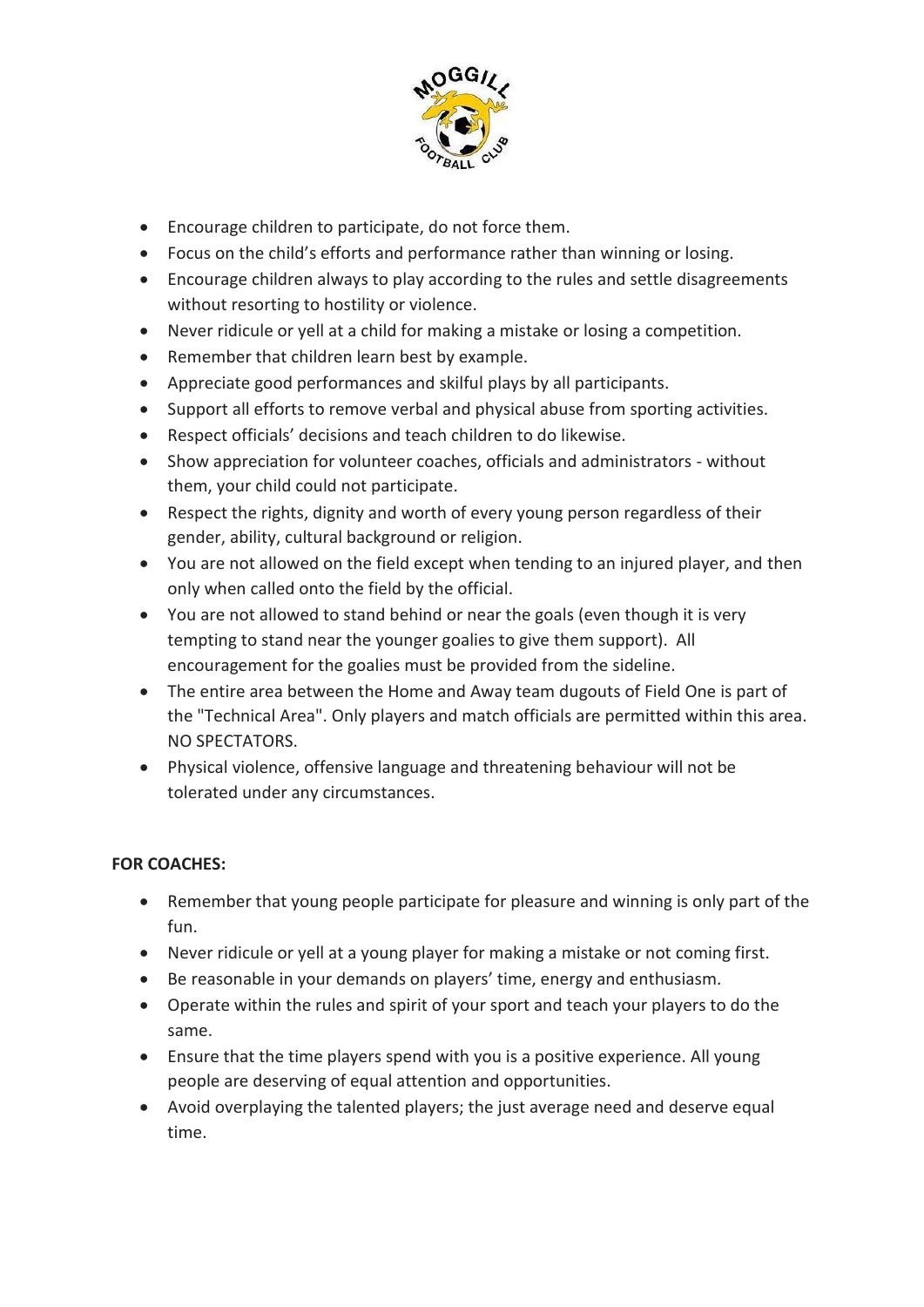- Encourage children to participate, do not force them.
- Focus on the child's efforts and performance rather than winning or losing.
- Encourage children always to play according to the rules and settle disagreements without resorting to hostility or violence.
- Never ridicule or yell at a child for making a mistake or losing a competition.
- Remember that children learn best by example.
- Appreciate good performances and skilful plays by all participants.
- Support all efforts to remove verbal and physical abuse from sporting activities.
- Respect officials' decisions and teach children to do likewise.
- Show appreciation for volunteer coaches, officials and administrators - without them, your child could not participate.
- Respect the rights, dignity and worth of every young person regardless of their gender, ability, cultural background or religion.
- You are not allowed on the field except when tending to an injured player, and then only when called onto the field by the official.
- You are not allowed to stand behind or near the goals (even though it is very tempting to stand near the younger goalies to give them support). All encouragement for the goalies must be provided from the sideline.
- The entire area between the Home and Away team dugouts of Field One is part of the "Technical Area". Only players and match officials are permitted within this area. NO SPECTATORS.
- Physical violence, offensive language and threatening behaviour will not be tolerated under any circumstances.

**FOR COACHES:**

- Remember that young people participate for pleasure and winning is only part of the fun.
- Never ridicule or yell at a young player for making a mistake or not coming first.
- Be reasonable in your demands on players' time, energy and enthusiasm.
- Operate within the rules and spirit of your sport and teach your players to do the same.
- Ensure that the time players spend with you is a positive experience. All young people are deserving of equal attention and opportunities.
- Avoid overplaying the talented players; the just average need and deserve equal time.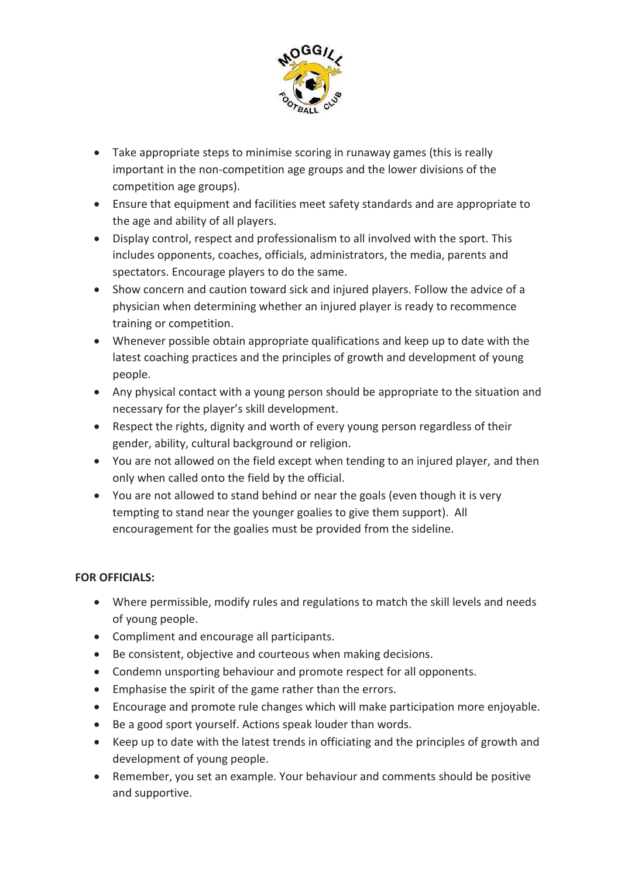- Take appropriate steps to minimise scoring in runaway games (this is really important in the non-competition age groups and the lower divisions of the competition age groups).
- Ensure that equipment and facilities meet safety standards and are appropriate to the age and ability of all players.
- Display control, respect and professionalism to all involved with the sport. This includes opponents, coaches, officials, administrators, the media, parents and spectators. Encourage players to do the same.
- Show concern and caution toward sick and injured players. Follow the advice of a physician when determining whether an injured player is ready to recommence training or competition.
- Whenever possible obtain appropriate qualifications and keep up to date with the latest coaching practices and the principles of growth and development of young people.
- Any physical contact with a young person should be appropriate to the situation and necessary for the player's skill development.
- Respect the rights, dignity and worth of every young person regardless of their gender, ability, cultural background or religion.
- You are not allowed on the field except when tending to an injured player, and then only when called onto the field by the official.
- You are not allowed to stand behind or near the goals (even though it is very tempting to stand near the younger goalies to give them support). All encouragement for the goalies must be provided from the sideline.

**FOR OFFICIALS:**

- Where permissible, modify rules and regulations to match the skill levels and needs of young people.
- Compliment and encourage all participants.
- Be consistent, objective and courteous when making decisions.
- Condemn unsporting behaviour and promote respect for all opponents.
- Emphasise the spirit of the game rather than the errors.
- Encourage and promote rule changes which will make participation more enjoyable.
- Be a good sport yourself. Actions speak louder than words.
- Keep up to date with the latest trends in officiating and the principles of growth and development of young people.
- Remember, you set an example. Your behaviour and comments should be positive and supportive.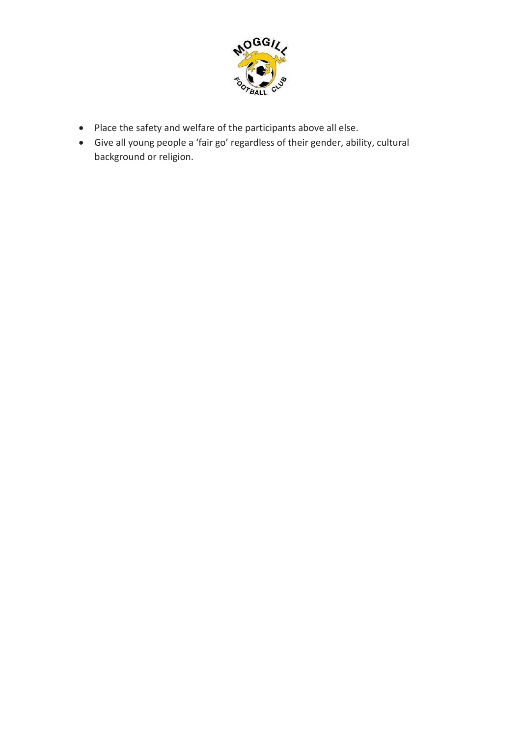- Place the safety and welfare of the participants above all else.
- Give all young people a 'fair go' regardless of their gender, ability, cultural background or religion.